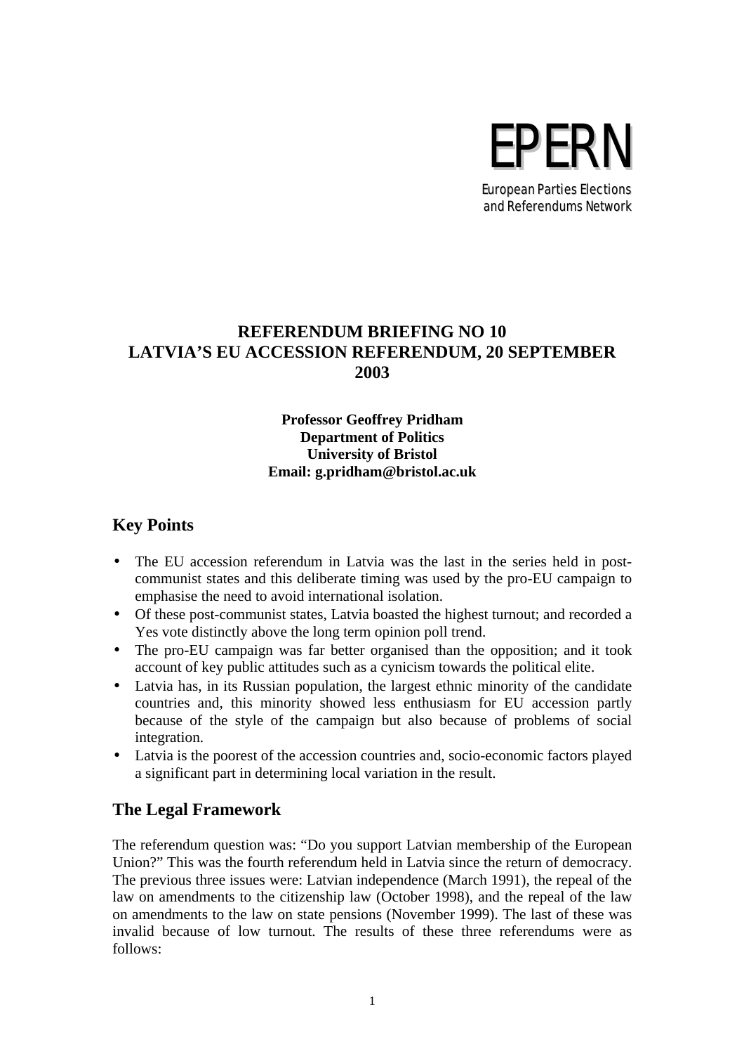# EPERN

European Parties Elections and Referendums Network

## REFERENDUM BRIEFING NO 10
## LATVIA'S EU ACCESSION REFERENDUM, 20 SEPTEMBER 2003

**Professor Geoffrey Pridham**
**Department of Politics**
**University of Bristol**
**Email: g.pridham@bristol.ac.uk**

## Key Points

- The EU accession referendum in Latvia was the last in the series held in post-communist states and this deliberate timing was used by the pro-EU campaign to emphasise the need to avoid international isolation.
- Of these post-communist states, Latvia boasted the highest turnout; and recorded a Yes vote distinctly above the long term opinion poll trend.
- The pro-EU campaign was far better organised than the opposition; and it took account of key public attitudes such as a cynicism towards the political elite.
- Latvia has, in its Russian population, the largest ethnic minority of the candidate countries and, this minority showed less enthusiasm for EU accession partly because of the style of the campaign but also because of problems of social integration.
- Latvia is the poorest of the accession countries and, socio-economic factors played a significant part in determining local variation in the result.

## The Legal Framework

The referendum question was: "Do you support Latvian membership of the European Union?" This was the fourth referendum held in Latvia since the return of democracy. The previous three issues were: Latvian independence (March 1991), the repeal of the law on amendments to the citizenship law (October 1998), and the repeal of the law on amendments to the law on state pensions (November 1999). The last of these was invalid because of low turnout. The results of these three referendums were as follows: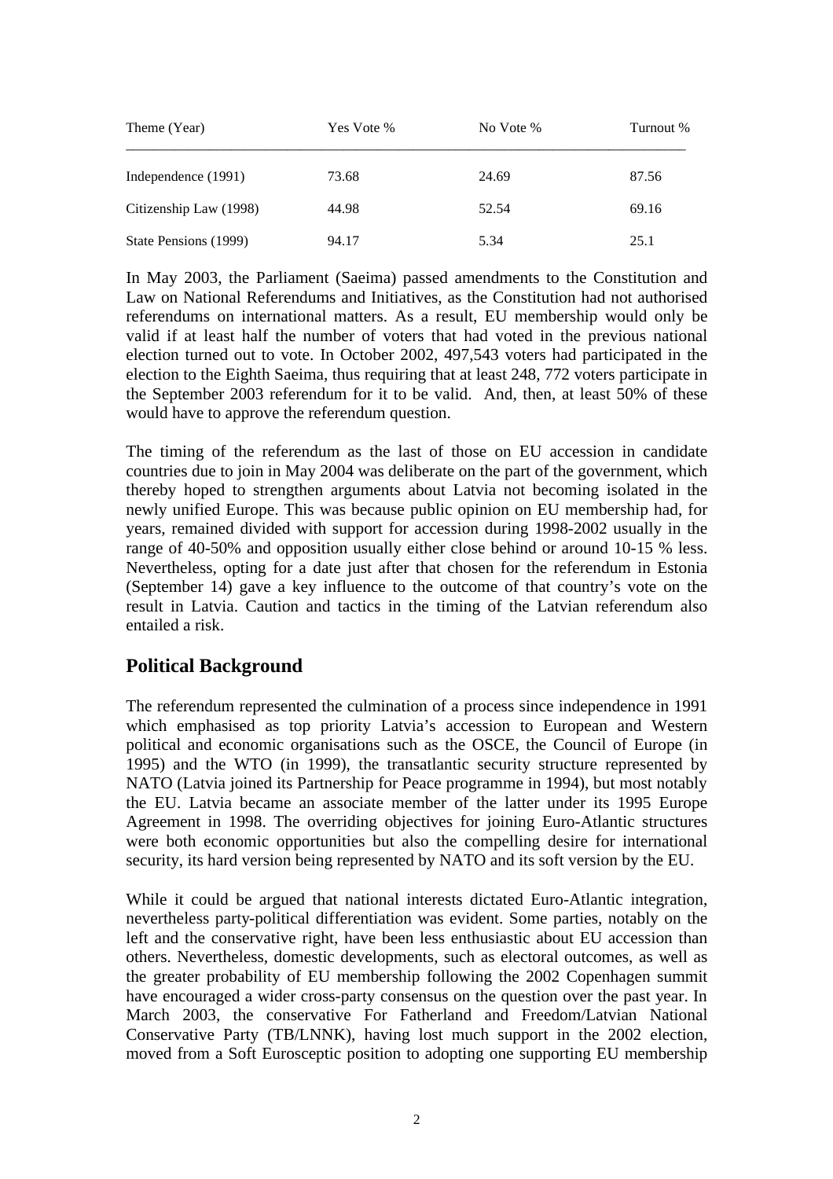| Theme (Year) | Yes Vote % | No Vote % | Turnout % |
|---|---|---|---|
| Independence (1991) | 73.68 | 24.69 | 87.56 |
| Citizenship Law (1998) | 44.98 | 52.54 | 69.16 |
| State Pensions (1999) | 94.17 | 5.34 | 25.1 |

In May 2003, the Parliament (Saeima) passed amendments to the Constitution and Law on National Referendums and Initiatives, as the Constitution had not authorised referendums on international matters. As a result, EU membership would only be valid if at least half the number of voters that had voted in the previous national election turned out to vote. In October 2002, 497,543 voters had participated in the election to the Eighth Saeima, thus requiring that at least 248, 772 voters participate in the September 2003 referendum for it to be valid. And, then, at least 50% of these would have to approve the referendum question.

The timing of the referendum as the last of those on EU accession in candidate countries due to join in May 2004 was deliberate on the part of the government, which thereby hoped to strengthen arguments about Latvia not becoming isolated in the newly unified Europe. This was because public opinion on EU membership had, for years, remained divided with support for accession during 1998-2002 usually in the range of 40-50% and opposition usually either close behind or around 10-15 % less. Nevertheless, opting for a date just after that chosen for the referendum in Estonia (September 14) gave a key influence to the outcome of that country's vote on the result in Latvia. Caution and tactics in the timing of the Latvian referendum also entailed a risk.

## Political Background

The referendum represented the culmination of a process since independence in 1991 which emphasised as top priority Latvia's accession to European and Western political and economic organisations such as the OSCE, the Council of Europe (in 1995) and the WTO (in 1999), the transatlantic security structure represented by NATO (Latvia joined its Partnership for Peace programme in 1994), but most notably the EU. Latvia became an associate member of the latter under its 1995 Europe Agreement in 1998. The overriding objectives for joining Euro-Atlantic structures were both economic opportunities but also the compelling desire for international security, its hard version being represented by NATO and its soft version by the EU.

While it could be argued that national interests dictated Euro-Atlantic integration, nevertheless party-political differentiation was evident. Some parties, notably on the left and the conservative right, have been less enthusiastic about EU accession than others. Nevertheless, domestic developments, such as electoral outcomes, as well as the greater probability of EU membership following the 2002 Copenhagen summit have encouraged a wider cross-party consensus on the question over the past year. In March 2003, the conservative For Fatherland and Freedom/Latvian National Conservative Party (TB/LNNK), having lost much support in the 2002 election, moved from a Soft Eurosceptic position to adopting one supporting EU membership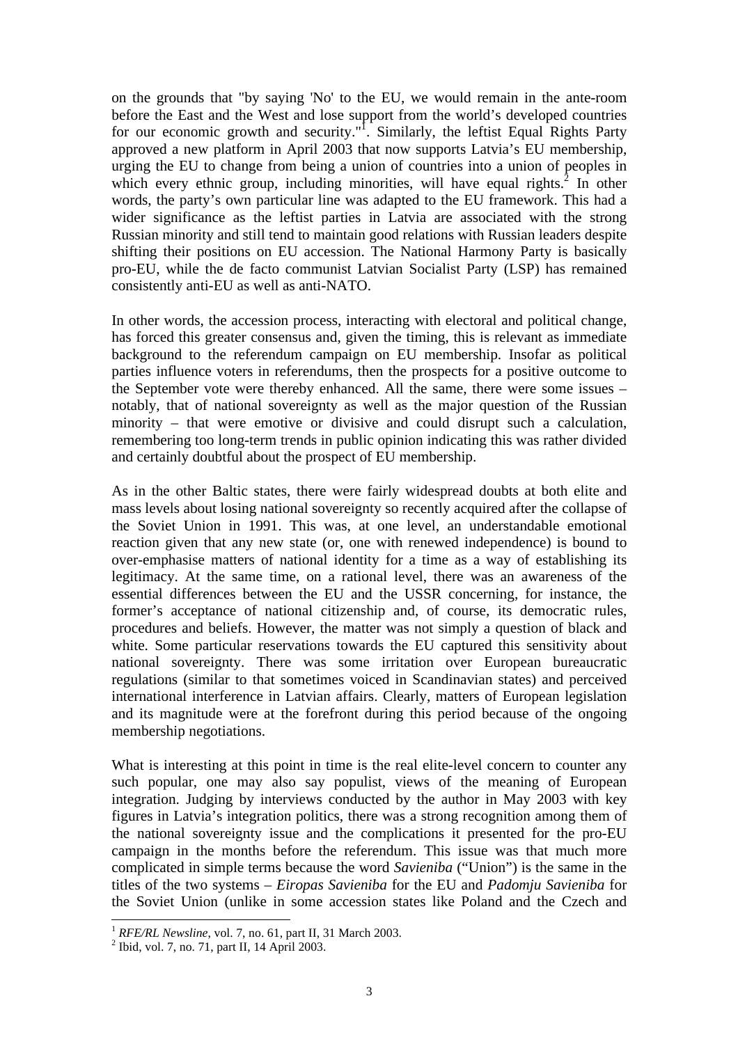on the grounds that "by saying 'No' to the EU, we would remain in the ante-room before the East and the West and lose support from the world's developed countries for our economic growth and security."[1]. Similarly, the leftist Equal Rights Party approved a new platform in April 2003 that now supports Latvia's EU membership, urging the EU to change from being a union of countries into a union of peoples in which every ethnic group, including minorities, will have equal rights.[2] In other words, the party's own particular line was adapted to the EU framework. This had a wider significance as the leftist parties in Latvia are associated with the strong Russian minority and still tend to maintain good relations with Russian leaders despite shifting their positions on EU accession. The National Harmony Party is basically pro-EU, while the de facto communist Latvian Socialist Party (LSP) has remained consistently anti-EU as well as anti-NATO.

In other words, the accession process, interacting with electoral and political change, has forced this greater consensus and, given the timing, this is relevant as immediate background to the referendum campaign on EU membership. Insofar as political parties influence voters in referendums, then the prospects for a positive outcome to the September vote were thereby enhanced. All the same, there were some issues – notably, that of national sovereignty as well as the major question of the Russian minority – that were emotive or divisive and could disrupt such a calculation, remembering too long-term trends in public opinion indicating this was rather divided and certainly doubtful about the prospect of EU membership.

As in the other Baltic states, there were fairly widespread doubts at both elite and mass levels about losing national sovereignty so recently acquired after the collapse of the Soviet Union in 1991. This was, at one level, an understandable emotional reaction given that any new state (or, one with renewed independence) is bound to over-emphasise matters of national identity for a time as a way of establishing its legitimacy. At the same time, on a rational level, there was an awareness of the essential differences between the EU and the USSR concerning, for instance, the former's acceptance of national citizenship and, of course, its democratic rules, procedures and beliefs. However, the matter was not simply a question of black and white. Some particular reservations towards the EU captured this sensitivity about national sovereignty. There was some irritation over European bureaucratic regulations (similar to that sometimes voiced in Scandinavian states) and perceived international interference in Latvian affairs. Clearly, matters of European legislation and its magnitude were at the forefront during this period because of the ongoing membership negotiations.

What is interesting at this point in time is the real elite-level concern to counter any such popular, one may also say populist, views of the meaning of European integration. Judging by interviews conducted by the author in May 2003 with key figures in Latvia's integration politics, there was a strong recognition among them of the national sovereignty issue and the complications it presented for the pro-EU campaign in the months before the referendum. This issue was that much more complicated in simple terms because the word *Savieniba* ("Union") is the same in the titles of the two systems – *Eiropas Savieniba* for the EU and *Padomju Savieniba* for the Soviet Union (unlike in some accession states like Poland and the Czech and

[1] *RFE/RL Newsline*, vol. 7, no. 61, part II, 31 March 2003.
[2] Ibid, vol. 7, no. 71, part II, 14 April 2003.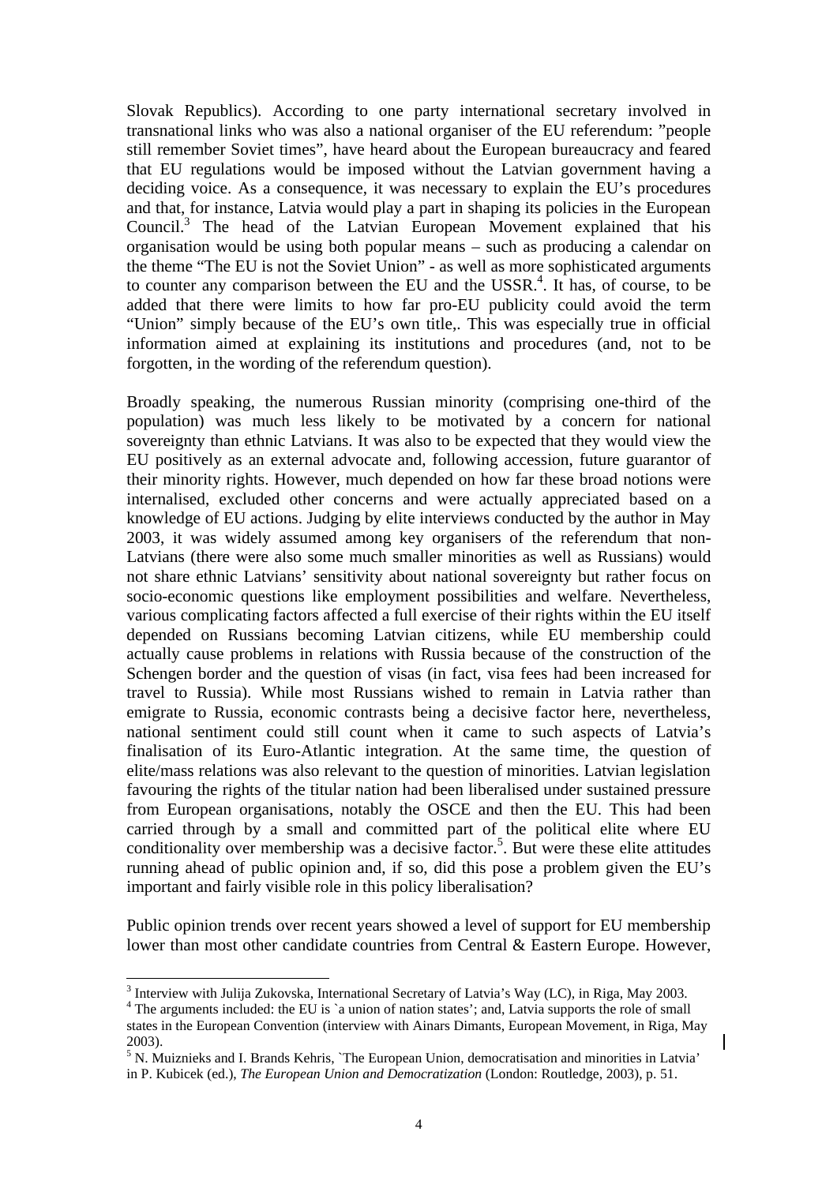Slovak Republics). According to one party international secretary involved in transnational links who was also a national organiser of the EU referendum: "people still remember Soviet times", have heard about the European bureaucracy and feared that EU regulations would be imposed without the Latvian government having a deciding voice. As a consequence, it was necessary to explain the EU's procedures and that, for instance, Latvia would play a part in shaping its policies in the European Council.[3] The head of the Latvian European Movement explained that his organisation would be using both popular means – such as producing a calendar on the theme "The EU is not the Soviet Union" - as well as more sophisticated arguments to counter any comparison between the EU and the USSR.[4]. It has, of course, to be added that there were limits to how far pro-EU publicity could avoid the term "Union" simply because of the EU's own title,. This was especially true in official information aimed at explaining its institutions and procedures (and, not to be forgotten, in the wording of the referendum question).

Broadly speaking, the numerous Russian minority (comprising one-third of the population) was much less likely to be motivated by a concern for national sovereignty than ethnic Latvians. It was also to be expected that they would view the EU positively as an external advocate and, following accession, future guarantor of their minority rights. However, much depended on how far these broad notions were internalised, excluded other concerns and were actually appreciated based on a knowledge of EU actions. Judging by elite interviews conducted by the author in May 2003, it was widely assumed among key organisers of the referendum that non-Latvians (there were also some much smaller minorities as well as Russians) would not share ethnic Latvians' sensitivity about national sovereignty but rather focus on socio-economic questions like employment possibilities and welfare. Nevertheless, various complicating factors affected a full exercise of their rights within the EU itself depended on Russians becoming Latvian citizens, while EU membership could actually cause problems in relations with Russia because of the construction of the Schengen border and the question of visas (in fact, visa fees had been increased for travel to Russia). While most Russians wished to remain in Latvia rather than emigrate to Russia, economic contrasts being a decisive factor here, nevertheless, national sentiment could still count when it came to such aspects of Latvia's finalisation of its Euro-Atlantic integration. At the same time, the question of elite/mass relations was also relevant to the question of minorities. Latvian legislation favouring the rights of the titular nation had been liberalised under sustained pressure from European organisations, notably the OSCE and then the EU. This had been carried through by a small and committed part of the political elite where EU conditionality over membership was a decisive factor.[5]. But were these elite attitudes running ahead of public opinion and, if so, did this pose a problem given the EU's important and fairly visible role in this policy liberalisation?

Public opinion trends over recent years showed a level of support for EU membership lower than most other candidate countries from Central & Eastern Europe. However,

---

[3] Interview with Julija Zukovska, International Secretary of Latvia's Way (LC), in Riga, May 2003.

[4] The arguments included: the EU is `a union of nation states'; and, Latvia supports the role of small states in the European Convention (interview with Ainars Dimants, European Movement, in Riga, May 2003).

[5] N. Muiznieks and I. Brands Kehris, `The European Union, democratisation and minorities in Latvia' in P. Kubicek (ed.), *The European Union and Democratization* (London: Routledge, 2003), p. 51.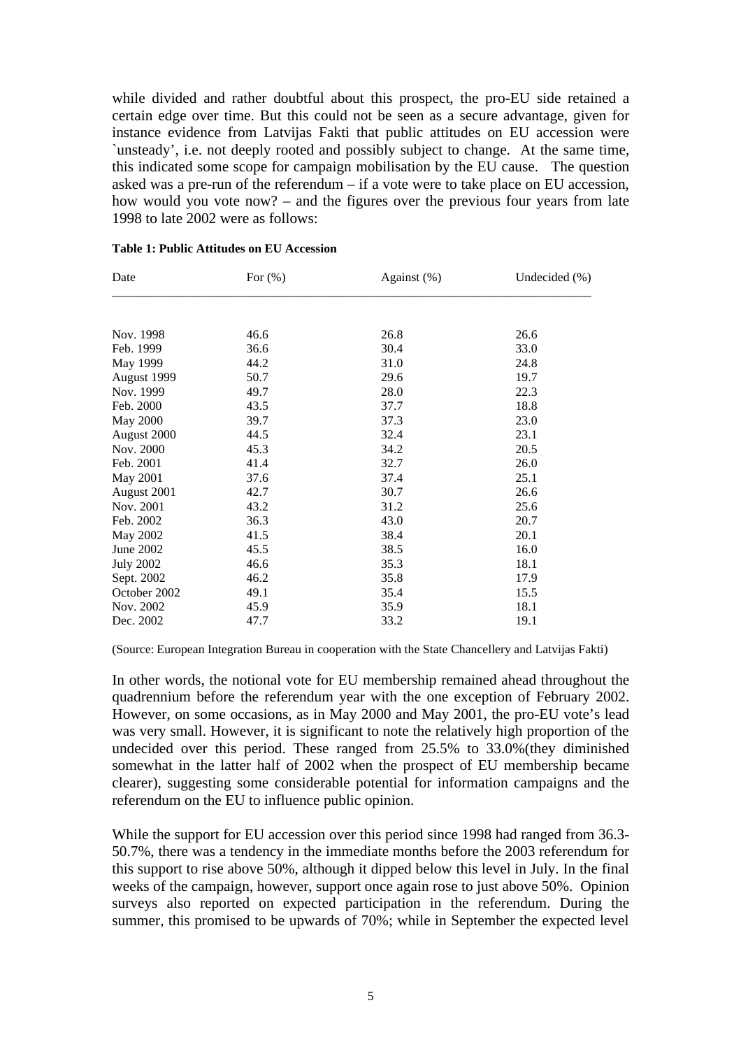while divided and rather doubtful about this prospect, the pro-EU side retained a certain edge over time. But this could not be seen as a secure advantage, given for instance evidence from Latvijas Fakti that public attitudes on EU accession were `unsteady', i.e. not deeply rooted and possibly subject to change. At the same time, this indicated some scope for campaign mobilisation by the EU cause. The question asked was a pre-run of the referendum – if a vote were to take place on EU accession, how would you vote now? – and the figures over the previous four years from late 1998 to late 2002 were as follows:

**Table 1: Public Attitudes on EU Accession**

| Date | For (%) | Against (%) | Undecided (%) |
|---|---|---|---|
| Nov. 1998 | 46.6 | 26.8 | 26.6 |
| Feb. 1999 | 36.6 | 30.4 | 33.0 |
| May 1999 | 44.2 | 31.0 | 24.8 |
| August 1999 | 50.7 | 29.6 | 19.7 |
| Nov. 1999 | 49.7 | 28.0 | 22.3 |
| Feb. 2000 | 43.5 | 37.7 | 18.8 |
| May 2000 | 39.7 | 37.3 | 23.0 |
| August 2000 | 44.5 | 32.4 | 23.1 |
| Nov. 2000 | 45.3 | 34.2 | 20.5 |
| Feb. 2001 | 41.4 | 32.7 | 26.0 |
| May 2001 | 37.6 | 37.4 | 25.1 |
| August 2001 | 42.7 | 30.7 | 26.6 |
| Nov. 2001 | 43.2 | 31.2 | 25.6 |
| Feb. 2002 | 36.3 | 43.0 | 20.7 |
| May 2002 | 41.5 | 38.4 | 20.1 |
| June 2002 | 45.5 | 38.5 | 16.0 |
| July 2002 | 46.6 | 35.3 | 18.1 |
| Sept. 2002 | 46.2 | 35.8 | 17.9 |
| October 2002 | 49.1 | 35.4 | 15.5 |
| Nov. 2002 | 45.9 | 35.9 | 18.1 |
| Dec. 2002 | 47.7 | 33.2 | 19.1 |

(Source: European Integration Bureau in cooperation with the State Chancellery and Latvijas Fakti)

In other words, the notional vote for EU membership remained ahead throughout the quadrennium before the referendum year with the one exception of February 2002. However, on some occasions, as in May 2000 and May 2001, the pro-EU vote's lead was very small. However, it is significant to note the relatively high proportion of the undecided over this period. These ranged from 25.5% to 33.0%(they diminished somewhat in the latter half of 2002 when the prospect of EU membership became clearer), suggesting some considerable potential for information campaigns and the referendum on the EU to influence public opinion.

While the support for EU accession over this period since 1998 had ranged from 36.3-50.7%, there was a tendency in the immediate months before the 2003 referendum for this support to rise above 50%, although it dipped below this level in July. In the final weeks of the campaign, however, support once again rose to just above 50%. Opinion surveys also reported on expected participation in the referendum. During the summer, this promised to be upwards of 70%; while in September the expected level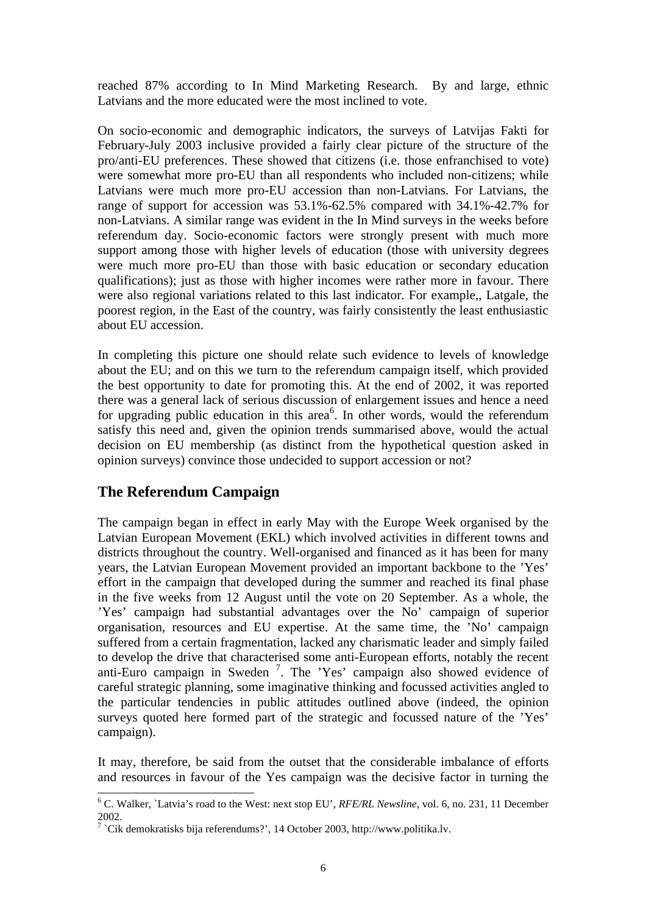reached 87% according to In Mind Marketing Research. By and large, ethnic Latvians and the more educated were the most inclined to vote.

On socio-economic and demographic indicators, the surveys of Latvijas Fakti for February-July 2003 inclusive provided a fairly clear picture of the structure of the pro/anti-EU preferences. These showed that citizens (i.e. those enfranchised to vote) were somewhat more pro-EU than all respondents who included non-citizens; while Latvians were much more pro-EU accession than non-Latvians. For Latvians, the range of support for accession was 53.1%-62.5% compared with 34.1%-42.7% for non-Latvians. A similar range was evident in the In Mind surveys in the weeks before referendum day. Socio-economic factors were strongly present with much more support among those with higher levels of education (those with university degrees were much more pro-EU than those with basic education or secondary education qualifications); just as those with higher incomes were rather more in favour. There were also regional variations related to this last indicator. For example,, Latgale, the poorest region, in the East of the country, was fairly consistently the least enthusiastic about EU accession.

In completing this picture one should relate such evidence to levels of knowledge about the EU; and on this we turn to the referendum campaign itself, which provided the best opportunity to date for promoting this. At the end of 2002, it was reported there was a general lack of serious discussion of enlargement issues and hence a need for upgrading public education in this area[6]. In other words, would the referendum satisfy this need and, given the opinion trends summarised above, would the actual decision on EU membership (as distinct from the hypothetical question asked in opinion surveys) convince those undecided to support accession or not?

## The Referendum Campaign

The campaign began in effect in early May with the Europe Week organised by the Latvian European Movement (EKL) which involved activities in different towns and districts throughout the country. Well-organised and financed as it has been for many years, the Latvian European Movement provided an important backbone to the 'Yes' effort in the campaign that developed during the summer and reached its final phase in the five weeks from 12 August until the vote on 20 September. As a whole, the 'Yes' campaign had substantial advantages over the No' campaign of superior organisation, resources and EU expertise. At the same time, the 'No' campaign suffered from a certain fragmentation, lacked any charismatic leader and simply failed to develop the drive that characterised some anti-European efforts, notably the recent anti-Euro campaign in Sweden [7]. The 'Yes' campaign also showed evidence of careful strategic planning, some imaginative thinking and focussed activities angled to the particular tendencies in public attitudes outlined above (indeed, the opinion surveys quoted here formed part of the strategic and focussed nature of the 'Yes' campaign).

It may, therefore, be said from the outset that the considerable imbalance of efforts and resources in favour of the Yes campaign was the decisive factor in turning the

[6] C. Walker, `Latvia's road to the West: next stop EU', *RFE/RL Newsline*, vol. 6, no. 231, 11 December 2002.

[7] `Cik demokratisks bija referendums?', 14 October 2003, http://www.politika.lv.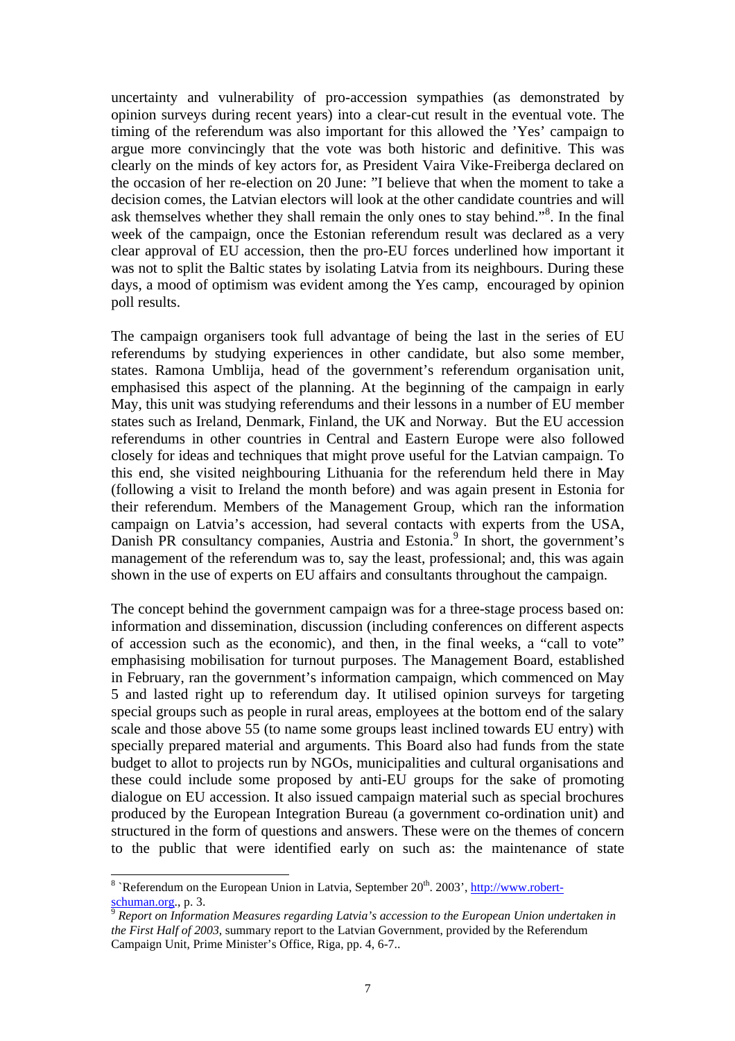uncertainty and vulnerability of pro-accession sympathies (as demonstrated by opinion surveys during recent years) into a clear-cut result in the eventual vote. The timing of the referendum was also important for this allowed the 'Yes' campaign to argue more convincingly that the vote was both historic and definitive. This was clearly on the minds of key actors for, as President Vaira Vike-Freiberga declared on the occasion of her re-election on 20 June: "I believe that when the moment to take a decision comes, the Latvian electors will look at the other candidate countries and will ask themselves whether they shall remain the only ones to stay behind."[8]. In the final week of the campaign, once the Estonian referendum result was declared as a very clear approval of EU accession, then the pro-EU forces underlined how important it was not to split the Baltic states by isolating Latvia from its neighbours. During these days, a mood of optimism was evident among the Yes camp, encouraged by opinion poll results.

The campaign organisers took full advantage of being the last in the series of EU referendums by studying experiences in other candidate, but also some member, states. Ramona Umblija, head of the government's referendum organisation unit, emphasised this aspect of the planning. At the beginning of the campaign in early May, this unit was studying referendums and their lessons in a number of EU member states such as Ireland, Denmark, Finland, the UK and Norway. But the EU accession referendums in other countries in Central and Eastern Europe were also followed closely for ideas and techniques that might prove useful for the Latvian campaign. To this end, she visited neighbouring Lithuania for the referendum held there in May (following a visit to Ireland the month before) and was again present in Estonia for their referendum. Members of the Management Group, which ran the information campaign on Latvia's accession, had several contacts with experts from the USA, Danish PR consultancy companies, Austria and Estonia.[9] In short, the government's management of the referendum was to, say the least, professional; and, this was again shown in the use of experts on EU affairs and consultants throughout the campaign.

The concept behind the government campaign was for a three-stage process based on: information and dissemination, discussion (including conferences on different aspects of accession such as the economic), and then, in the final weeks, a "call to vote" emphasising mobilisation for turnout purposes. The Management Board, established in February, ran the government's information campaign, which commenced on May 5 and lasted right up to referendum day. It utilised opinion surveys for targeting special groups such as people in rural areas, employees at the bottom end of the salary scale and those above 55 (to name some groups least inclined towards EU entry) with specially prepared material and arguments. This Board also had funds from the state budget to allot to projects run by NGOs, municipalities and cultural organisations and these could include some proposed by anti-EU groups for the sake of promoting dialogue on EU accession. It also issued campaign material such as special brochures produced by the European Integration Bureau (a government co-ordination unit) and structured in the form of questions and answers. These were on the themes of concern to the public that were identified early on such as: the maintenance of state

---

[8] `Referendum on the European Union in Latvia, September 20th. 2003', http://www.robert-schuman.org., p. 3.

[9] *Report on Information Measures regarding Latvia's accession to the European Union undertaken in the First Half of 2003,* summary report to the Latvian Government, provided by the Referendum Campaign Unit, Prime Minister's Office, Riga, pp. 4, 6-7..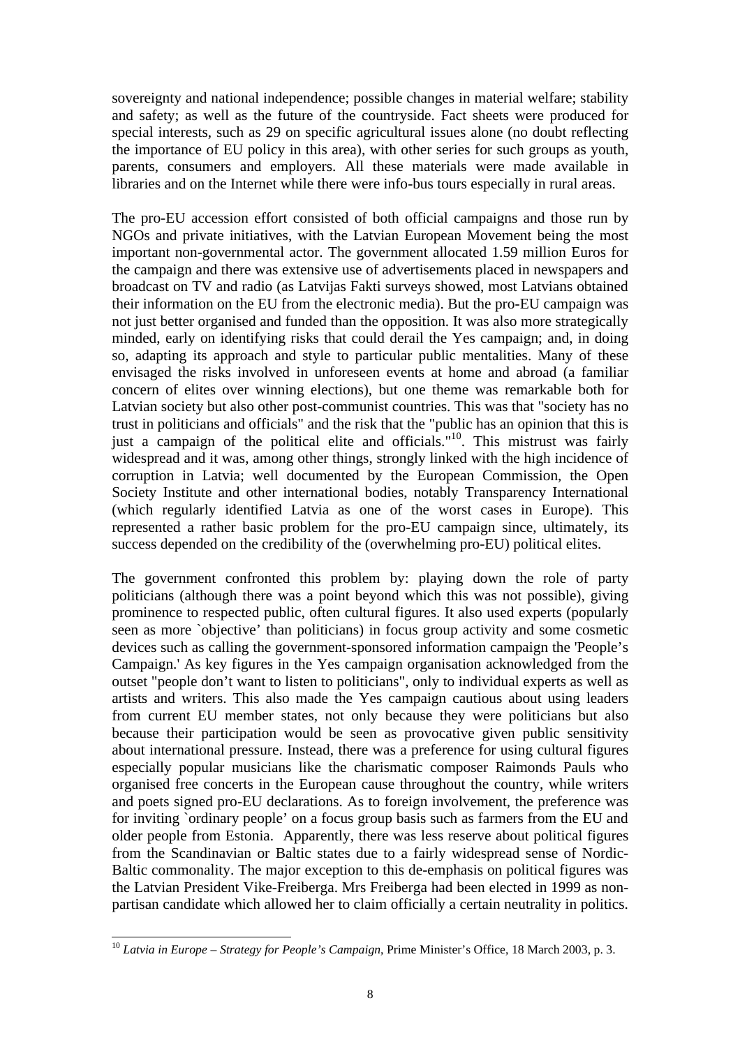sovereignty and national independence; possible changes in material welfare; stability and safety; as well as the future of the countryside. Fact sheets were produced for special interests, such as 29 on specific agricultural issues alone (no doubt reflecting the importance of EU policy in this area), with other series for such groups as youth, parents, consumers and employers. All these materials were made available in libraries and on the Internet while there were info-bus tours especially in rural areas.

The pro-EU accession effort consisted of both official campaigns and those run by NGOs and private initiatives, with the Latvian European Movement being the most important non-governmental actor. The government allocated 1.59 million Euros for the campaign and there was extensive use of advertisements placed in newspapers and broadcast on TV and radio (as Latvijas Fakti surveys showed, most Latvians obtained their information on the EU from the electronic media). But the pro-EU campaign was not just better organised and funded than the opposition. It was also more strategically minded, early on identifying risks that could derail the Yes campaign; and, in doing so, adapting its approach and style to particular public mentalities. Many of these envisaged the risks involved in unforeseen events at home and abroad (a familiar concern of elites over winning elections), but one theme was remarkable both for Latvian society but also other post-communist countries. This was that "society has no trust in politicians and officials" and the risk that the "public has an opinion that this is just a campaign of the political elite and officials."[10]. This mistrust was fairly widespread and it was, among other things, strongly linked with the high incidence of corruption in Latvia; well documented by the European Commission, the Open Society Institute and other international bodies, notably Transparency International (which regularly identified Latvia as one of the worst cases in Europe). This represented a rather basic problem for the pro-EU campaign since, ultimately, its success depended on the credibility of the (overwhelming pro-EU) political elites.

The government confronted this problem by: playing down the role of party politicians (although there was a point beyond which this was not possible), giving prominence to respected public, often cultural figures. It also used experts (popularly seen as more `objective' than politicians) in focus group activity and some cosmetic devices such as calling the government-sponsored information campaign the 'People's Campaign.' As key figures in the Yes campaign organisation acknowledged from the outset "people don't want to listen to politicians", only to individual experts as well as artists and writers. This also made the Yes campaign cautious about using leaders from current EU member states, not only because they were politicians but also because their participation would be seen as provocative given public sensitivity about international pressure. Instead, there was a preference for using cultural figures especially popular musicians like the charismatic composer Raimonds Pauls who organised free concerts in the European cause throughout the country, while writers and poets signed pro-EU declarations. As to foreign involvement, the preference was for inviting `ordinary people' on a focus group basis such as farmers from the EU and older people from Estonia. Apparently, there was less reserve about political figures from the Scandinavian or Baltic states due to a fairly widespread sense of Nordic-Baltic commonality. The major exception to this de-emphasis on political figures was the Latvian President Vike-Freiberga. Mrs Freiberga had been elected in 1999 as non-partisan candidate which allowed her to claim officially a certain neutrality in politics.

---

[10] *Latvia in Europe – Strategy for People's Campaign*, Prime Minister's Office, 18 March 2003, p. 3.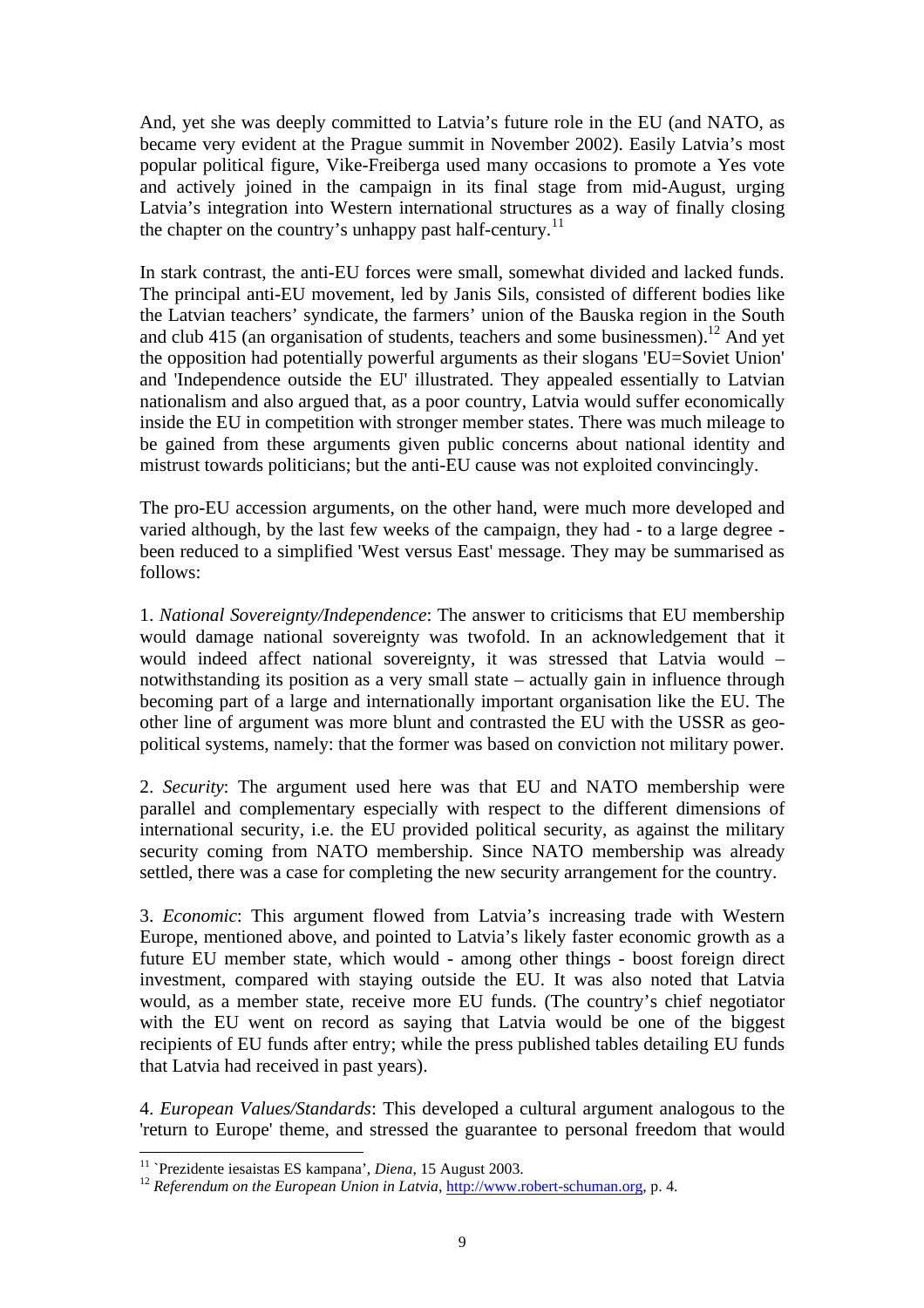And, yet she was deeply committed to Latvia's future role in the EU (and NATO, as became very evident at the Prague summit in November 2002). Easily Latvia's most popular political figure, Vike-Freiberga used many occasions to promote a Yes vote and actively joined in the campaign in its final stage from mid-August, urging Latvia's integration into Western international structures as a way of finally closing the chapter on the country's unhappy past half-century.[11]

In stark contrast, the anti-EU forces were small, somewhat divided and lacked funds. The principal anti-EU movement, led by Janis Sils, consisted of different bodies like the Latvian teachers' syndicate, the farmers' union of the Bauska region in the South and club 415 (an organisation of students, teachers and some businessmen).[12] And yet the opposition had potentially powerful arguments as their slogans 'EU=Soviet Union' and 'Independence outside the EU' illustrated. They appealed essentially to Latvian nationalism and also argued that, as a poor country, Latvia would suffer economically inside the EU in competition with stronger member states. There was much mileage to be gained from these arguments given public concerns about national identity and mistrust towards politicians; but the anti-EU cause was not exploited convincingly.

The pro-EU accession arguments, on the other hand, were much more developed and varied although, by the last few weeks of the campaign, they had - to a large degree - been reduced to a simplified 'West versus East' message. They may be summarised as follows:

1. *National Sovereignty/Independence*: The answer to criticisms that EU membership would damage national sovereignty was twofold. In an acknowledgement that it would indeed affect national sovereignty, it was stressed that Latvia would – notwithstanding its position as a very small state – actually gain in influence through becoming part of a large and internationally important organisation like the EU. The other line of argument was more blunt and contrasted the EU with the USSR as geo-political systems, namely: that the former was based on conviction not military power.

2. *Security*: The argument used here was that EU and NATO membership were parallel and complementary especially with respect to the different dimensions of international security, i.e. the EU provided political security, as against the military security coming from NATO membership. Since NATO membership was already settled, there was a case for completing the new security arrangement for the country.

3. *Economic*: This argument flowed from Latvia's increasing trade with Western Europe, mentioned above, and pointed to Latvia's likely faster economic growth as a future EU member state, which would - among other things - boost foreign direct investment, compared with staying outside the EU. It was also noted that Latvia would, as a member state, receive more EU funds. (The country's chief negotiator with the EU went on record as saying that Latvia would be one of the biggest recipients of EU funds after entry; while the press published tables detailing EU funds that Latvia had received in past years).

4. *European Values/Standards*: This developed a cultural argument analogous to the 'return to Europe' theme, and stressed the guarantee to personal freedom that would

---

[11] `Prezidente iesaistas ES kampana', *Diena*, 15 August 2003.

[12] *Referendum on the European Union in Latvia*, http://www.robert-schuman.org, p. 4.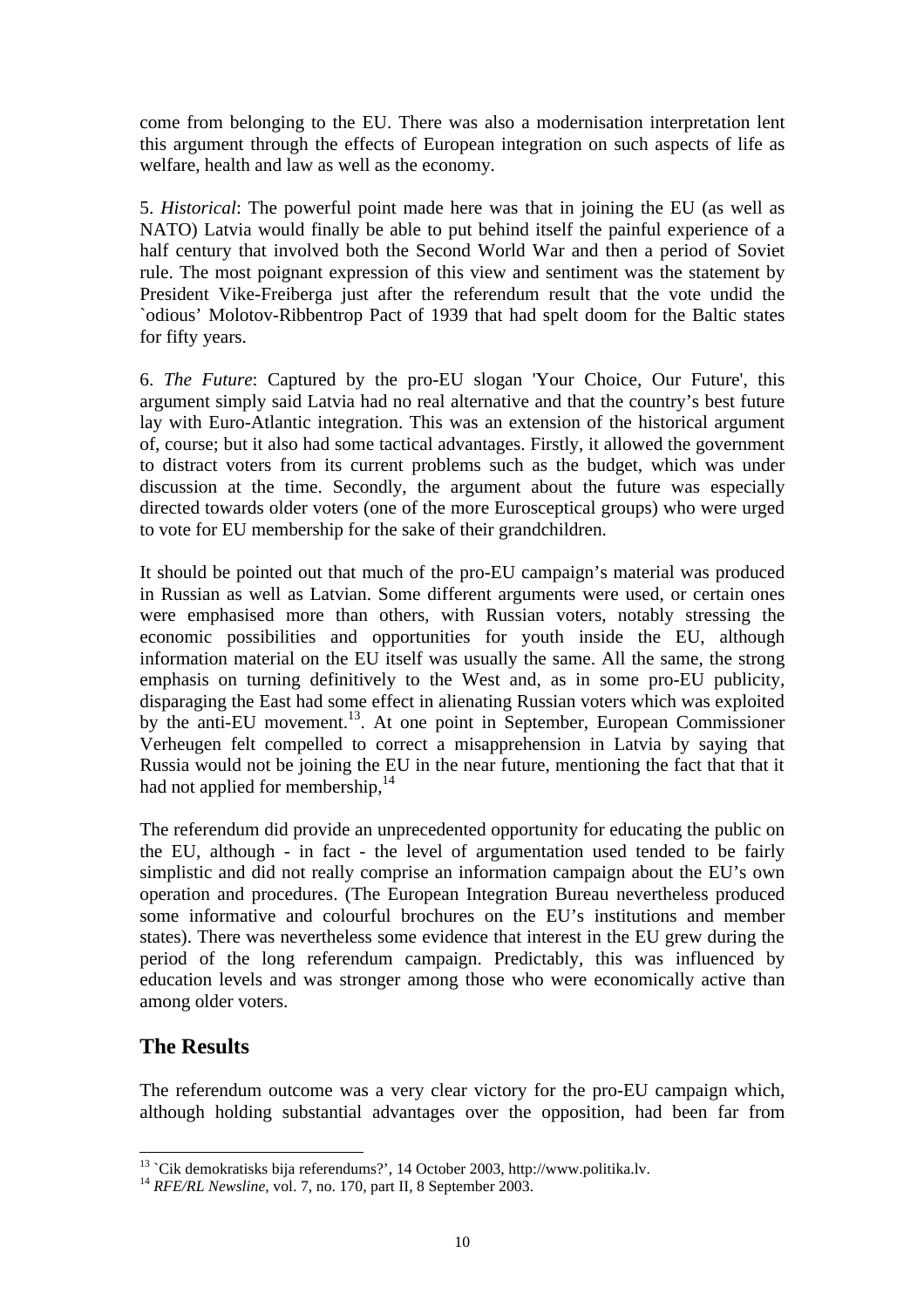come from belonging to the EU. There was also a modernisation interpretation lent this argument through the effects of European integration on such aspects of life as welfare, health and law as well as the economy.

5. *Historical*: The powerful point made here was that in joining the EU (as well as NATO) Latvia would finally be able to put behind itself the painful experience of a half century that involved both the Second World War and then a period of Soviet rule. The most poignant expression of this view and sentiment was the statement by President Vike-Freiberga just after the referendum result that the vote undid the `odious' Molotov-Ribbentrop Pact of 1939 that had spelt doom for the Baltic states for fifty years.

6. *The Future*: Captured by the pro-EU slogan 'Your Choice, Our Future', this argument simply said Latvia had no real alternative and that the country's best future lay with Euro-Atlantic integration. This was an extension of the historical argument of, course; but it also had some tactical advantages. Firstly, it allowed the government to distract voters from its current problems such as the budget, which was under discussion at the time. Secondly, the argument about the future was especially directed towards older voters (one of the more Eurosceptical groups) who were urged to vote for EU membership for the sake of their grandchildren.

It should be pointed out that much of the pro-EU campaign's material was produced in Russian as well as Latvian. Some different arguments were used, or certain ones were emphasised more than others, with Russian voters, notably stressing the economic possibilities and opportunities for youth inside the EU, although information material on the EU itself was usually the same. All the same, the strong emphasis on turning definitively to the West and, as in some pro-EU publicity, disparaging the East had some effect in alienating Russian voters which was exploited by the anti-EU movement.[13]. At one point in September, European Commissioner Verheugen felt compelled to correct a misapprehension in Latvia by saying that Russia would not be joining the EU in the near future, mentioning the fact that that it had not applied for membership,[14]

The referendum did provide an unprecedented opportunity for educating the public on the EU, although - in fact - the level of argumentation used tended to be fairly simplistic and did not really comprise an information campaign about the EU's own operation and procedures. (The European Integration Bureau nevertheless produced some informative and colourful brochures on the EU's institutions and member states). There was nevertheless some evidence that interest in the EU grew during the period of the long referendum campaign. Predictably, this was influenced by education levels and was stronger among those who were economically active than among older voters.

## The Results

The referendum outcome was a very clear victory for the pro-EU campaign which, although holding substantial advantages over the opposition, had been far from

[13] `Cik demokratisks bija referendums?', 14 October 2003, http://www.politika.lv.

[14] *RFE/RL Newsline*, vol. 7, no. 170, part II, 8 September 2003.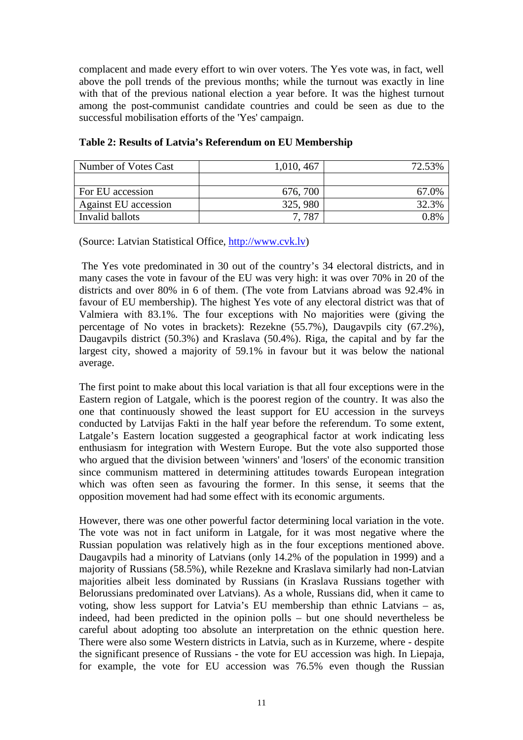complacent and made every effort to win over voters. The Yes vote was, in fact, well above the poll trends of the previous months; while the turnout was exactly in line with that of the previous national election a year before. It was the highest turnout among the post-communist candidate countries and could be seen as due to the successful mobilisation efforts of the 'Yes' campaign.

**Table 2: Results of Latvia's Referendum on EU Membership**

| Number of Votes Cast | 1,010, 467 | 72.53% |
|---|---|---|
| | | |
| For EU accession | 676, 700 | 67.0% |
| Against EU accession | 325, 980 | 32.3% |
| Invalid ballots | 7, 787 | 0.8% |

(Source: Latvian Statistical Office, http://www.cvk.lv)

The Yes vote predominated in 30 out of the country's 34 electoral districts, and in many cases the vote in favour of the EU was very high: it was over 70% in 20 of the districts and over 80% in 6 of them. (The vote from Latvians abroad was 92.4% in favour of EU membership). The highest Yes vote of any electoral district was that of Valmiera with 83.1%. The four exceptions with No majorities were (giving the percentage of No votes in brackets): Rezekne (55.7%), Daugavpils city (67.2%), Daugavpils district (50.3%) and Kraslava (50.4%). Riga, the capital and by far the largest city, showed a majority of 59.1% in favour but it was below the national average.

The first point to make about this local variation is that all four exceptions were in the Eastern region of Latgale, which is the poorest region of the country. It was also the one that continuously showed the least support for EU accession in the surveys conducted by Latvijas Fakti in the half year before the referendum. To some extent, Latgale's Eastern location suggested a geographical factor at work indicating less enthusiasm for integration with Western Europe. But the vote also supported those who argued that the division between 'winners' and 'losers' of the economic transition since communism mattered in determining attitudes towards European integration which was often seen as favouring the former. In this sense, it seems that the opposition movement had had some effect with its economic arguments.

However, there was one other powerful factor determining local variation in the vote. The vote was not in fact uniform in Latgale, for it was most negative where the Russian population was relatively high as in the four exceptions mentioned above. Daugavpils had a minority of Latvians (only 14.2% of the population in 1999) and a majority of Russians (58.5%), while Rezekne and Kraslava similarly had non-Latvian majorities albeit less dominated by Russians (in Kraslava Russians together with Belorussians predominated over Latvians). As a whole, Russians did, when it came to voting, show less support for Latvia's EU membership than ethnic Latvians – as, indeed, had been predicted in the opinion polls – but one should nevertheless be careful about adopting too absolute an interpretation on the ethnic question here. There were also some Western districts in Latvia, such as in Kurzeme, where - despite the significant presence of Russians - the vote for EU accession was high. In Liepaja, for example, the vote for EU accession was 76.5% even though the Russian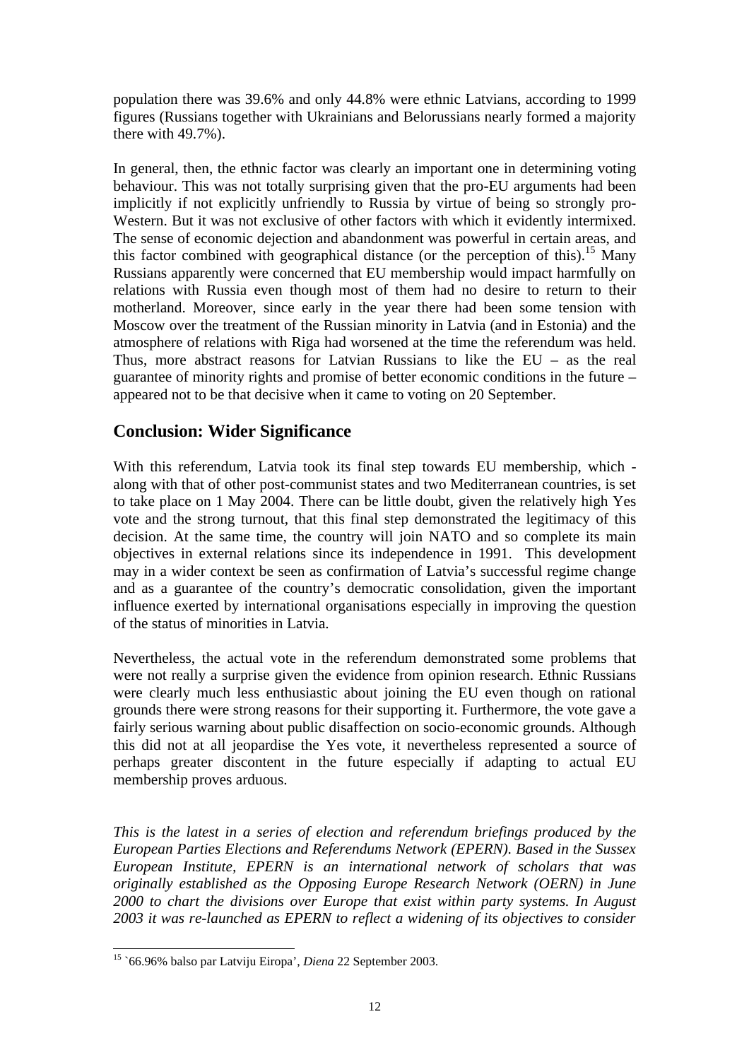population there was 39.6% and only 44.8% were ethnic Latvians, according to 1999 figures (Russians together with Ukrainians and Belorussians nearly formed a majority there with 49.7%).

In general, then, the ethnic factor was clearly an important one in determining voting behaviour. This was not totally surprising given that the pro-EU arguments had been implicitly if not explicitly unfriendly to Russia by virtue of being so strongly pro-Western. But it was not exclusive of other factors with which it evidently intermixed. The sense of economic dejection and abandonment was powerful in certain areas, and this factor combined with geographical distance (or the perception of this).[15] Many Russians apparently were concerned that EU membership would impact harmfully on relations with Russia even though most of them had no desire to return to their motherland. Moreover, since early in the year there had been some tension with Moscow over the treatment of the Russian minority in Latvia (and in Estonia) and the atmosphere of relations with Riga had worsened at the time the referendum was held. Thus, more abstract reasons for Latvian Russians to like the EU – as the real guarantee of minority rights and promise of better economic conditions in the future – appeared not to be that decisive when it came to voting on 20 September.

## Conclusion: Wider Significance

With this referendum, Latvia took its final step towards EU membership, which - along with that of other post-communist states and two Mediterranean countries, is set to take place on 1 May 2004. There can be little doubt, given the relatively high Yes vote and the strong turnout, that this final step demonstrated the legitimacy of this decision. At the same time, the country will join NATO and so complete its main objectives in external relations since its independence in 1991. This development may in a wider context be seen as confirmation of Latvia's successful regime change and as a guarantee of the country's democratic consolidation, given the important influence exerted by international organisations especially in improving the question of the status of minorities in Latvia.

Nevertheless, the actual vote in the referendum demonstrated some problems that were not really a surprise given the evidence from opinion research. Ethnic Russians were clearly much less enthusiastic about joining the EU even though on rational grounds there were strong reasons for their supporting it. Furthermore, the vote gave a fairly serious warning about public disaffection on socio-economic grounds. Although this did not at all jeopardise the Yes vote, it nevertheless represented a source of perhaps greater discontent in the future especially if adapting to actual EU membership proves arduous.

*This is the latest in a series of election and referendum briefings produced by the European Parties Elections and Referendums Network (EPERN). Based in the Sussex European Institute, EPERN is an international network of scholars that was originally established as the Opposing Europe Research Network (OERN) in June 2000 to chart the divisions over Europe that exist within party systems. In August 2003 it was re-launched as EPERN to reflect a widening of its objectives to consider*

---

[15] `66.96% balso par Latviju Eiropa', *Diena* 22 September 2003.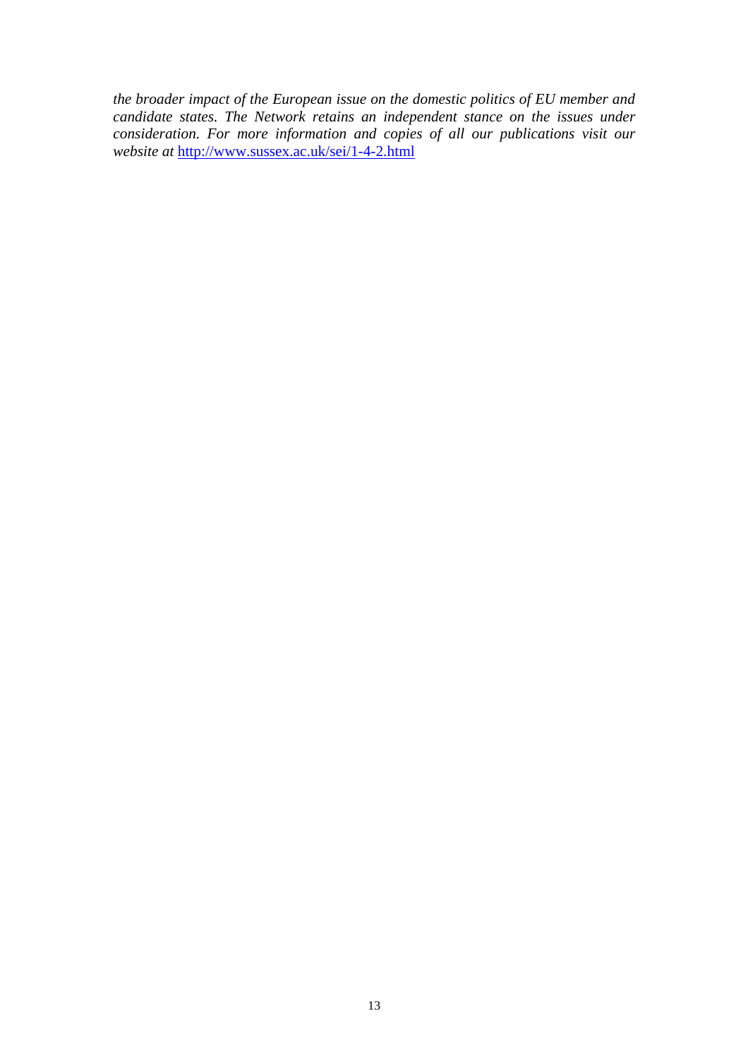*the broader impact of the European issue on the domestic politics of EU member and candidate states. The Network retains an independent stance on the issues under consideration. For more information and copies of all our publications visit our website at* http://www.sussex.ac.uk/sei/1-4-2.html